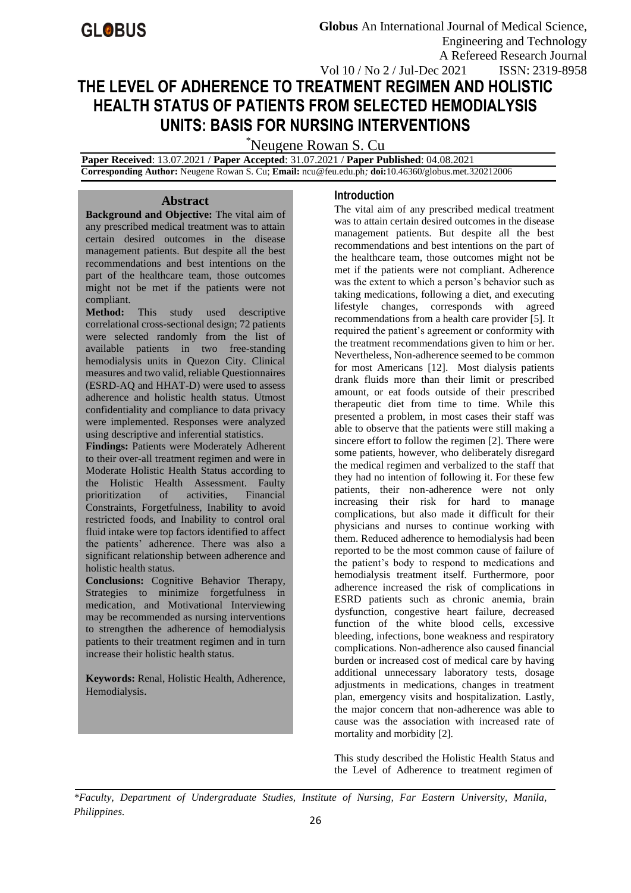# THE LEVEL OF ADHERENCE TO TREATMENT REGIMEN AND HOLISTIC HEALTH STATUS OF PATIENTS FROM SELECTED HEMODIALYSIS UNITS: BASIS FOR NURSING INTERVENTIONS

*Neugene Rowan S. Cu

**Paper Received**: 13.07.2021 / **Paper Accepted**: 31.07.2021 / **Paper Published**: 04.08.2021
**Corresponding Author:** Neugene Rowan S. Cu; **Email:** ncu@feu.edu.ph*;* **doi:**10.46360/globus.met.320212006

## Abstract

**Background and Objective:** The vital aim of any prescribed medical treatment was to attain certain desired outcomes in the disease management patients. But despite all the best recommendations and best intentions on the part of the healthcare team, those outcomes might not be met if the patients were not compliant.

**Method:** This study used descriptive correlational cross-sectional design; 72 patients were selected randomly from the list of available patients in two free-standing hemodialysis units in Quezon City. Clinical measures and two valid, reliable Questionnaires (ESRD-AQ and HHAT-D) were used to assess adherence and holistic health status. Utmost confidentiality and compliance to data privacy were implemented. Responses were analyzed using descriptive and inferential statistics.

**Findings:** Patients were Moderately Adherent to their over-all treatment regimen and were in Moderate Holistic Health Status according to the Holistic Health Assessment. Faulty prioritization of activities, Financial Constraints, Forgetfulness, Inability to avoid restricted foods, and Inability to control oral fluid intake were top factors identified to affect the patients' adherence. There was also a significant relationship between adherence and holistic health status.

**Conclusions:** Cognitive Behavior Therapy, Strategies to minimize forgetfulness in medication, and Motivational Interviewing may be recommended as nursing interventions to strengthen the adherence of hemodialysis patients to their treatment regimen and in turn increase their holistic health status.

**Keywords:** Renal, Holistic Health, Adherence, Hemodialysis.

## Introduction

The vital aim of any prescribed medical treatment was to attain certain desired outcomes in the disease management patients. But despite all the best recommendations and best intentions on the part of the healthcare team, those outcomes might not be met if the patients were not compliant. Adherence was the extent to which a person's behavior such as taking medications, following a diet, and executing lifestyle changes, corresponds with agreed recommendations from a health care provider [5]. It required the patient's agreement or conformity with the treatment recommendations given to him or her. Nevertheless, Non-adherence seemed to be common for most Americans [12]. Most dialysis patients drank fluids more than their limit or prescribed amount, or eat foods outside of their prescribed therapeutic diet from time to time. While this presented a problem, in most cases their staff was able to observe that the patients were still making a sincere effort to follow the regimen [2]. There were some patients, however, who deliberately disregard the medical regimen and verbalized to the staff that they had no intention of following it. For these few patients, their non-adherence were not only increasing their risk for hard to manage complications, but also made it difficult for their physicians and nurses to continue working with them. Reduced adherence to hemodialysis had been reported to be the most common cause of failure of the patient's body to respond to medications and hemodialysis treatment itself. Furthermore, poor adherence increased the risk of complications in ESRD patients such as chronic anemia, brain dysfunction, congestive heart failure, decreased function of the white blood cells, excessive bleeding, infections, bone weakness and respiratory complications. Non-adherence also caused financial burden or increased cost of medical care by having additional unnecessary laboratory tests, dosage adjustments in medications, changes in treatment plan, emergency visits and hospitalization. Lastly, the major concern that non-adherence was able to cause was the association with increased rate of mortality and morbidity [2].

This study described the Holistic Health Status and the Level of Adherence to treatment regimen of

*\*Faculty, Department of Undergraduate Studies, Institute of Nursing, Far Eastern University, Manila, Philippines.*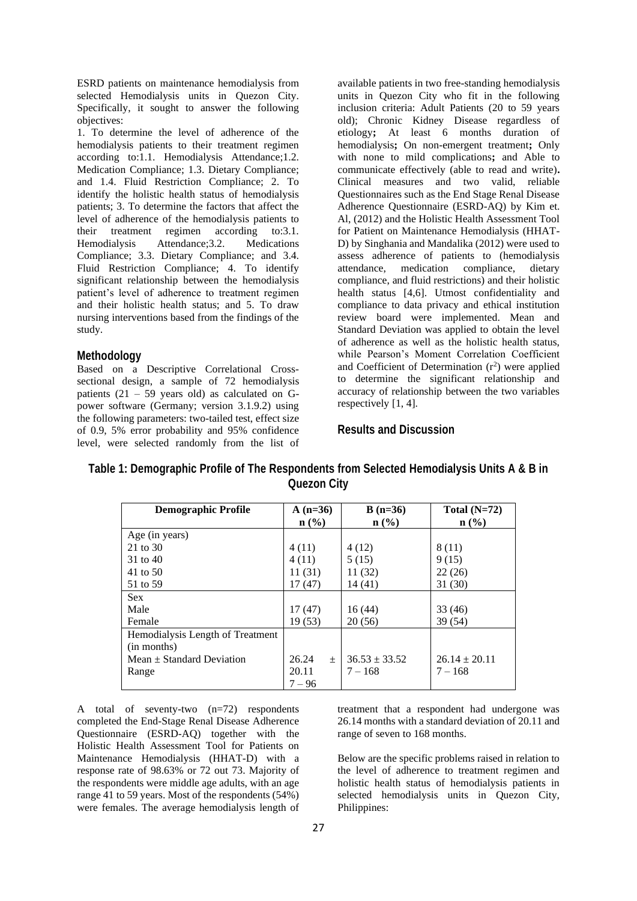ESRD patients on maintenance hemodialysis from selected Hemodialysis units in Quezon City. Specifically, it sought to answer the following objectives:

1. To determine the level of adherence of the hemodialysis patients to their treatment regimen according to:1.1. Hemodialysis Attendance;1.2. Medication Compliance; 1.3. Dietary Compliance; and 1.4. Fluid Restriction Compliance; 2. To identify the holistic health status of hemodialysis patients; 3. To determine the factors that affect the level of adherence of the hemodialysis patients to their treatment regimen according to:3.1. Hemodialysis Attendance;3.2. Medications Compliance; 3.3. Dietary Compliance; and 3.4. Fluid Restriction Compliance; 4. To identify significant relationship between the hemodialysis patient's level of adherence to treatment regimen and their holistic health status; and 5. To draw nursing interventions based from the findings of the study.

## Methodology

Based on a Descriptive Correlational Cross-sectional design, a sample of 72 hemodialysis patients (21 – 59 years old) as calculated on G-power software (Germany; version 3.1.9.2) using the following parameters: two-tailed test, effect size of 0.9, 5% error probability and 95% confidence level, were selected randomly from the list of available patients in two free-standing hemodialysis units in Quezon City who fit in the following inclusion criteria: Adult Patients (20 to 59 years old); Chronic Kidney Disease regardless of etiology**;** At least 6 months duration of hemodialysis**;** On non-emergent treatment**;** Only with none to mild complications**;** and Able to communicate effectively (able to read and write)**.** Clinical measures and two valid, reliable Questionnaires such as the End Stage Renal Disease Adherence Questionnaire (ESRD-AQ) by Kim et. Al, (2012) and the Holistic Health Assessment Tool for Patient on Maintenance Hemodialysis (HHAT-D) by Singhania and Mandalika (2012) were used to assess adherence of patients to (hemodialysis attendance, medication compliance, dietary compliance, and fluid restrictions) and their holistic health status [4,6]. Utmost confidentiality and compliance to data privacy and ethical institution review board were implemented. Mean and Standard Deviation was applied to obtain the level of adherence as well as the holistic health status, while Pearson's Moment Correlation Coefficient and Coefficient of Determination ($r^2$) were applied to determine the significant relationship and accuracy of relationship between the two variables respectively [1, 4].

## Results and Discussion

**Table 1: Demographic Profile of The Respondents from Selected Hemodialysis Units A & B in Quezon City**

| Demographic Profile | A (n=36) n (%) | B (n=36) n (%) | Total (N=72) n (%) |
|---|---|---|---|
| Age (in years) | | | |
| 21 to 30 | 4 (11) | 4 (12) | 8 (11) |
| 31 to 40 | 4 (11) | 5 (15) | 9 (15) |
| 41 to 50 | 11 (31) | 11 (32) | 22 (26) |
| 51 to 59 | 17 (47) | 14 (41) | 31 (30) |
| Sex | | | |
| Male | 17 (47) | 16 (44) | 33 (46) |
| Female | 19 (53) | 20 (56) | 39 (54) |
| Hemodialysis Length of Treatment (in months) | | | |
| Mean ± Standard Deviation | 26.24 ± 20.11 | 36.53 ± 33.52 | 26.14 ± 20.11 |
| Range | 7 – 96 | 7 – 168 | 7 – 168 |

A total of seventy-two (n=72) respondents completed the End-Stage Renal Disease Adherence Questionnaire (ESRD-AQ) together with the Holistic Health Assessment Tool for Patients on Maintenance Hemodialysis (HHAT-D) with a response rate of 98.63% or 72 out 73. Majority of the respondents were middle age adults, with an age range 41 to 59 years. Most of the respondents (54%) were females. The average hemodialysis length of treatment that a respondent had undergone was 26.14 months with a standard deviation of 20.11 and range of seven to 168 months.

Below are the specific problems raised in relation to the level of adherence to treatment regimen and holistic health status of hemodialysis patients in selected hemodialysis units in Quezon City, Philippines: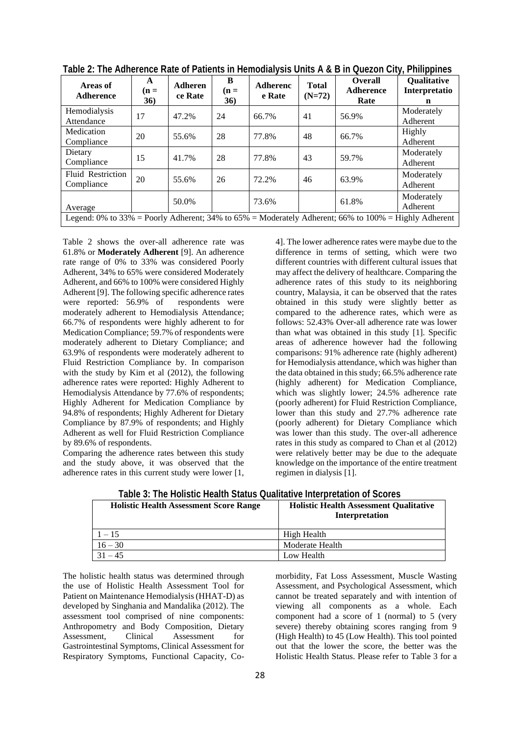**Table 2: The Adherence Rate of Patients in Hemodialysis Units A & B in Quezon City, Philippines**

| Areas of Adherence | A (n = 36) | Adherence Rate | B (n = 36) | Adherence Rate | Total (N=72) | Overall Adherence Rate | Qualitative Interpretation |
|---|---|---|---|---|---|---|---|
| Hemodialysis Attendance | 17 | 47.2% | 24 | 66.7% | 41 | 56.9% | Moderately Adherent |
| Medication Compliance | 20 | 55.6% | 28 | 77.8% | 48 | 66.7% | Highly Adherent |
| Dietary Compliance | 15 | 41.7% | 28 | 77.8% | 43 | 59.7% | Moderately Adherent |
| Fluid Restriction Compliance | 20 | 55.6% | 26 | 72.2% | 46 | 63.9% | Moderately Adherent |
| Average | | 50.0% | | 73.6% | | 61.8% | Moderately Adherent |
| Legend: 0% to 33% = Poorly Adherent; 34% to 65% = Moderately Adherent; 66% to 100% = Highly Adherent | | | | | | | |

Table 2 shows the over-all adherence rate was 61.8% or **Moderately Adherent** [9]. An adherence rate range of 0% to 33% was considered Poorly Adherent, 34% to 65% were considered Moderately Adherent, and 66% to 100% were considered Highly Adherent [9]. The following specific adherence rates were reported: 56.9% of respondents were moderately adherent to Hemodialysis Attendance; 66.7% of respondents were highly adherent to for Medication Compliance; 59.7% of respondents were moderately adherent to Dietary Compliance; and 63.9% of respondents were moderately adherent to Fluid Restriction Compliance by. In comparison with the study by Kim et al (2012), the following adherence rates were reported: Highly Adherent to Hemodialysis Attendance by 77.6% of respondents; Highly Adherent for Medication Compliance by 94.8% of respondents; Highly Adherent for Dietary Compliance by 87.9% of respondents; and Highly Adherent as well for Fluid Restriction Compliance by 89.6% of respondents.

Comparing the adherence rates between this study and the study above, it was observed that the adherence rates in this current study were lower [1, 4]. The lower adherence rates were maybe due to the difference in terms of setting, which were two different countries with different cultural issues that may affect the delivery of healthcare. Comparing the adherence rates of this study to its neighboring country, Malaysia, it can be observed that the rates obtained in this study were slightly better as compared to the adherence rates, which were as follows: 52.43% Over-all adherence rate was lower than what was obtained in this study [1]. Specific areas of adherence however had the following comparisons: 91% adherence rate (highly adherent) for Hemodialysis attendance, which was higher than the data obtained in this study; 66.5% adherence rate (highly adherent) for Medication Compliance, which was slightly lower; 24.5% adherence rate (poorly adherent) for Fluid Restriction Compliance, lower than this study and 27.7% adherence rate (poorly adherent) for Dietary Compliance which was lower than this study. The over-all adherence rates in this study as compared to Chan et al (2012) were relatively better may be due to the adequate knowledge on the importance of the entire treatment regimen in dialysis [1].

**Table 3: The Holistic Health Status Qualitative Interpretation of Scores**

| Holistic Health Assessment Score Range | Holistic Health Assessment Qualitative Interpretation |
|---|---|
| 1 – 15 | High Health |
| 16 – 30 | Moderate Health |
| 31 – 45 | Low Health |

The holistic health status was determined through the use of Holistic Health Assessment Tool for Patient on Maintenance Hemodialysis (HHAT-D) as developed by Singhania and Mandalika (2012). The assessment tool comprised of nine components: Anthropometry and Body Composition, Dietary Assessment, Clinical Assessment for Gastrointestinal Symptoms, Clinical Assessment for Respiratory Symptoms, Functional Capacity, Co-morbidity, Fat Loss Assessment, Muscle Wasting Assessment, and Psychological Assessment, which cannot be treated separately and with intention of viewing all components as a whole. Each component had a score of 1 (normal) to 5 (very severe) thereby obtaining scores ranging from 9 (High Health) to 45 (Low Health). This tool pointed out that the lower the score, the better was the Holistic Health Status. Please refer to Table 3 for a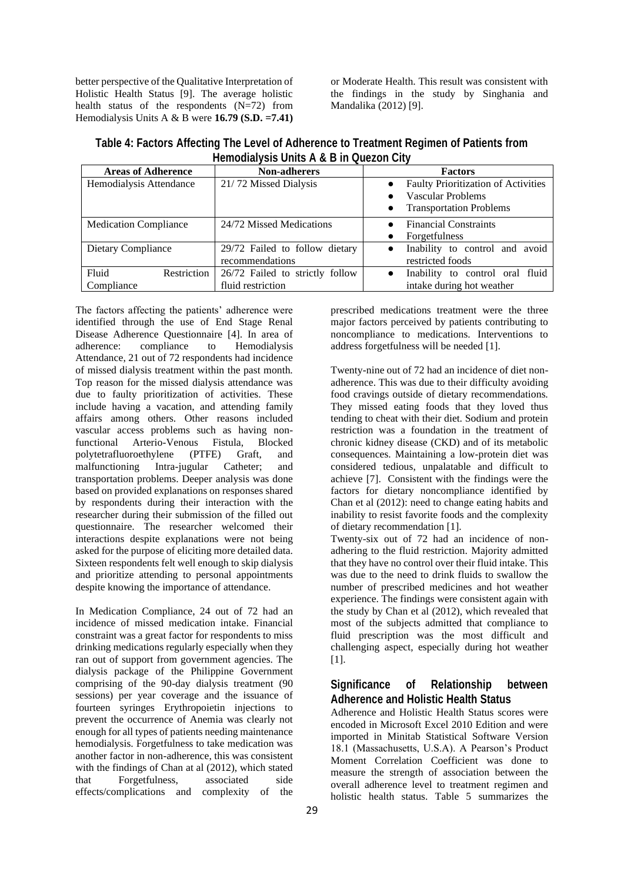better perspective of the Qualitative Interpretation of Holistic Health Status [9]. The average holistic health status of the respondents (N=72) from Hemodialysis Units A & B were **16.79 (S.D. =7.41)** or Moderate Health. This result was consistent with the findings in the study by Singhania and Mandalika (2012) [9].

**Table 4: Factors Affecting The Level of Adherence to Treatment Regimen of Patients from Hemodialysis Units A & B in Quezon City**

| Areas of Adherence | Non-adherers | Factors |
|---|---|---|
| Hemodialysis Attendance | 21/ 72 Missed Dialysis | • Faulty Prioritization of Activities<br>• Vascular Problems<br>• Transportation Problems |
| Medication Compliance | 24/72 Missed Medications | • Financial Constraints<br>• Forgetfulness |
| Dietary Compliance | 29/72 Failed to follow dietary recommendations | • Inability to control and avoid restricted foods |
| Fluid Restriction Compliance | 26/72 Failed to strictly follow fluid restriction | • Inability to control oral fluid intake during hot weather |

The factors affecting the patients' adherence were identified through the use of End Stage Renal Disease Adherence Questionnaire [4]. In area of adherence: compliance to Hemodialysis Attendance, 21 out of 72 respondents had incidence of missed dialysis treatment within the past month. Top reason for the missed dialysis attendance was due to faulty prioritization of activities. These include having a vacation, and attending family affairs among others. Other reasons included vascular access problems such as having non-functional Arterio-Venous Fistula, Blocked polytetrafluoroethylene (PTFE) Graft, and malfunctioning Intra-jugular Catheter; and transportation problems. Deeper analysis was done based on provided explanations on responses shared by respondents during their interaction with the researcher during their submission of the filled out questionnaire. The researcher welcomed their interactions despite explanations were not being asked for the purpose of eliciting more detailed data. Sixteen respondents felt well enough to skip dialysis and prioritize attending to personal appointments despite knowing the importance of attendance.

In Medication Compliance, 24 out of 72 had an incidence of missed medication intake. Financial constraint was a great factor for respondents to miss drinking medications regularly especially when they ran out of support from government agencies. The dialysis package of the Philippine Government comprising of the 90-day dialysis treatment (90 sessions) per year coverage and the issuance of fourteen syringes Erythropoietin injections to prevent the occurrence of Anemia was clearly not enough for all types of patients needing maintenance hemodialysis. Forgetfulness to take medication was another factor in non-adherence, this was consistent with the findings of Chan at al (2012), which stated that Forgetfulness, associated side effects/complications and complexity of the prescribed medications treatment were the three major factors perceived by patients contributing to noncompliance to medications. Interventions to address forgetfulness will be needed [1].

Twenty-nine out of 72 had an incidence of diet non-adherence. This was due to their difficulty avoiding food cravings outside of dietary recommendations. They missed eating foods that they loved thus tending to cheat with their diet. Sodium and protein restriction was a foundation in the treatment of chronic kidney disease (CKD) and of its metabolic consequences. Maintaining a low-protein diet was considered tedious, unpalatable and difficult to achieve [7]. Consistent with the findings were the factors for dietary noncompliance identified by Chan et al (2012): need to change eating habits and inability to resist favorite foods and the complexity of dietary recommendation [1].

Twenty-six out of 72 had an incidence of non-adhering to the fluid restriction. Majority admitted that they have no control over their fluid intake. This was due to the need to drink fluids to swallow the number of prescribed medicines and hot weather experience. The findings were consistent again with the study by Chan et al (2012), which revealed that most of the subjects admitted that compliance to fluid prescription was the most difficult and challenging aspect, especially during hot weather [1].

## Significance of Relationship between Adherence and Holistic Health Status

Adherence and Holistic Health Status scores were encoded in Microsoft Excel 2010 Edition and were imported in Minitab Statistical Software Version 18.1 (Massachusetts, U.S.A). A Pearson's Product Moment Correlation Coefficient was done to measure the strength of association between the overall adherence level to treatment regimen and holistic health status. Table 5 summarizes the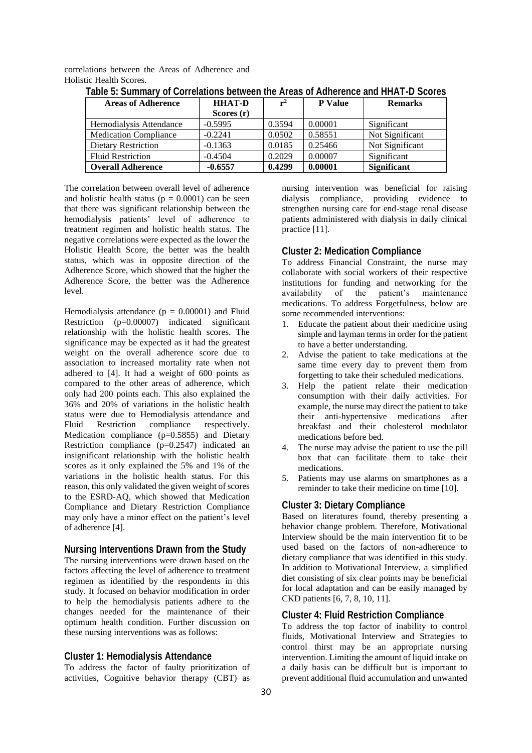correlations between the Areas of Adherence and Holistic Health Scores.

**Table 5: Summary of Correlations between the Areas of Adherence and HHAT-D Scores**

| Areas of Adherence | HHAT-D Scores (r) | $r^2$ | P Value | Remarks |
|---|---|---|---|---|
| Hemodialysis Attendance | -0.5995 | 0.3594 | 0.00001 | Significant |
| Medication Compliance | -0.2241 | 0.0502 | 0.58551 | Not Significant |
| Dietary Restriction | -0.1363 | 0.0185 | 0.25466 | Not Significant |
| Fluid Restriction | -0.4504 | 0.2029 | 0.00007 | Significant |
| **Overall Adherence** | **-0.6557** | **0.4299** | **0.00001** | **Significant** |

The correlation between overall level of adherence and holistic health status ($p = 0.0001$) can be seen that there was significant relationship between the hemodialysis patients' level of adherence to treatment regimen and holistic health status. The negative correlations were expected as the lower the Holistic Health Score, the better was the health status, which was in opposite direction of the Adherence Score, which showed that the higher the Adherence Score, the better was the Adherence level.

Hemodialysis attendance ($p = 0.00001$) and Fluid Restriction ($p=0.00007$) indicated significant relationship with the holistic health scores. The significance may be expected as it had the greatest weight on the overall adherence score due to association to increased mortality rate when not adhered to [4]. It had a weight of 600 points as compared to the other areas of adherence, which only had 200 points each. This also explained the 36% and 20% of variations in the holistic health status were due to Hemodialysis attendance and Fluid Restriction compliance respectively. Medication compliance ($p=0.5855$) and Dietary Restriction compliance ($p=0.2547$) indicated an insignificant relationship with the holistic health scores as it only explained the 5% and 1% of the variations in the holistic health status. For this reason, this only validated the given weight of scores to the ESRD-AQ, which showed that Medication Compliance and Dietary Restriction Compliance may only have a minor effect on the patient's level of adherence [4].

## Nursing Interventions Drawn from the Study

The nursing interventions were drawn based on the factors affecting the level of adherence to treatment regimen as identified by the respondents in this study. It focused on behavior modification in order to help the hemodialysis patients adhere to the changes needed for the maintenance of their optimum health condition. Further discussion on these nursing interventions was as follows:

### Cluster 1: Hemodialysis Attendance

To address the factor of faulty prioritization of activities, Cognitive behavior therapy (CBT) as nursing intervention was beneficial for raising dialysis compliance, providing evidence to strengthen nursing care for end-stage renal disease patients administered with dialysis in daily clinical practice [11].

### Cluster 2: Medication Compliance

To address Financial Constraint, the nurse may collaborate with social workers of their respective institutions for funding and networking for the availability of the patient's maintenance medications. To address Forgetfulness, below are some recommended interventions:

1. Educate the patient about their medicine using simple and layman terms in order for the patient to have a better understanding.
2. Advise the patient to take medications at the same time every day to prevent them from forgetting to take their scheduled medications.
3. Help the patient relate their medication consumption with their daily activities. For example, the nurse may direct the patient to take their anti-hypertensive medications after breakfast and their cholesterol modulator medications before bed.
4. The nurse may advise the patient to use the pill box that can facilitate them to take their medications.
5. Patients may use alarms on smartphones as a reminder to take their medicine on time [10].

### Cluster 3: Dietary Compliance

Based on literatures found, thereby presenting a behavior change problem. Therefore, Motivational Interview should be the main intervention fit to be used based on the factors of non-adherence to dietary compliance that was identified in this study. In addition to Motivational Interview, a simplified diet consisting of six clear points may be beneficial for local adaptation and can be easily managed by CKD patients [6, 7, 8, 10, 11].

### Cluster 4: Fluid Restriction Compliance

To address the top factor of inability to control fluids, Motivational Interview and Strategies to control thirst may be an appropriate nursing intervention. Limiting the amount of liquid intake on a daily basis can be difficult but is important to prevent additional fluid accumulation and unwanted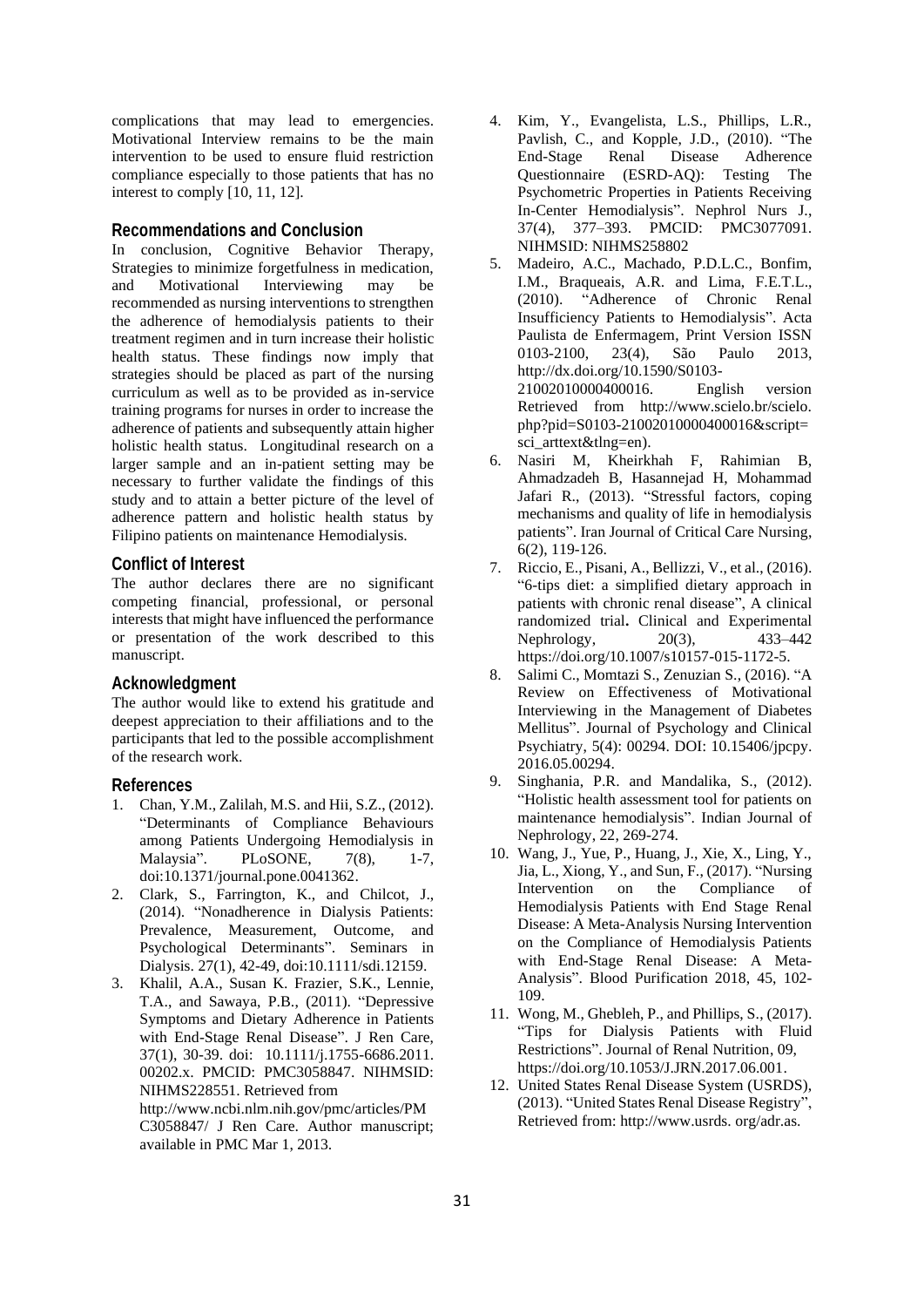complications that may lead to emergencies. Motivational Interview remains to be the main intervention to be used to ensure fluid restriction compliance especially to those patients that has no interest to comply [10, 11, 12].

## Recommendations and Conclusion

In conclusion, Cognitive Behavior Therapy, Strategies to minimize forgetfulness in medication, and Motivational Interviewing may be recommended as nursing interventions to strengthen the adherence of hemodialysis patients to their treatment regimen and in turn increase their holistic health status. These findings now imply that strategies should be placed as part of the nursing curriculum as well as to be provided as in-service training programs for nurses in order to increase the adherence of patients and subsequently attain higher holistic health status. Longitudinal research on a larger sample and an in-patient setting may be necessary to further validate the findings of this study and to attain a better picture of the level of adherence pattern and holistic health status by Filipino patients on maintenance Hemodialysis.

## Conflict of Interest

The author declares there are no significant competing financial, professional, or personal interests that might have influenced the performance or presentation of the work described to this manuscript.

## Acknowledgment

The author would like to extend his gratitude and deepest appreciation to their affiliations and to the participants that led to the possible accomplishment of the research work.

## References

1. Chan, Y.M., Zalilah, M.S. and Hii, S.Z., (2012). "Determinants of Compliance Behaviours among Patients Undergoing Hemodialysis in Malaysia". PLoSONE, 7(8), 1-7, doi:10.1371/journal.pone.0041362.
2. Clark, S., Farrington, K., and Chilcot, J., (2014). "Nonadherence in Dialysis Patients: Prevalence, Measurement, Outcome, and Psychological Determinants". Seminars in Dialysis. 27(1), 42-49, doi:10.1111/sdi.12159.
3. Khalil, A.A., Susan K. Frazier, S.K., Lennie, T.A., and Sawaya, P.B., (2011). "Depressive Symptoms and Dietary Adherence in Patients with End-Stage Renal Disease". J Ren Care, 37(1), 30-39. doi: 10.1111/j.1755-6686.2011. 00202.x. PMCID: PMC3058847. NIHMSID: NIHMS228551. Retrieved from http://www.ncbi.nlm.nih.gov/pmc/articles/PMC3058847/ J Ren Care. Author manuscript; available in PMC Mar 1, 2013.
4. Kim, Y., Evangelista, L.S., Phillips, L.R., Pavlish, C., and Kopple, J.D., (2010). "The End-Stage Renal Disease Adherence Questionnaire (ESRD-AQ): Testing The Psychometric Properties in Patients Receiving In-Center Hemodialysis". Nephrol Nurs J., 37(4), 377–393. PMCID: PMC3077091. NIHMSID: NIHMS258802
5. Madeiro, A.C., Machado, P.D.L.C., Bonfim, I.M., Braqueais, A.R. and Lima, F.E.T.L., (2010). "Adherence of Chronic Renal Insufficiency Patients to Hemodialysis". Acta Paulista de Enfermagem, Print Version ISSN 0103-2100, 23(4), São Paulo 2013, http://dx.doi.org/10.1590/S0103-21002010000400016. English version Retrieved from http://www.scielo.br/scielo.php?pid=S0103-21002010000400016&script=sci_arttext&tlng=en).
6. Nasiri M, Kheirkhah F, Rahimian B, Ahmadzadeh B, Hasannejad H, Mohammad Jafari R., (2013). "Stressful factors, coping mechanisms and quality of life in hemodialysis patients". Iran Journal of Critical Care Nursing, 6(2), 119-126.
7. Riccio, E., Pisani, A., Bellizzi, V., et al., (2016). "6-tips diet: a simplified dietary approach in patients with chronic renal disease", A clinical randomized trial**.** Clinical and Experimental Nephrology, 20(3), 433–442 https://doi.org/10.1007/s10157-015-1172-5.
8. Salimi C., Momtazi S., Zenuzian S., (2016). "A Review on Effectiveness of Motivational Interviewing in the Management of Diabetes Mellitus". Journal of Psychology and Clinical Psychiatry, 5(4): 00294. DOI: 10.15406/jpcpy.2016.05.00294.
9. Singhania, P.R. and Mandalika, S., (2012). "Holistic health assessment tool for patients on maintenance hemodialysis". Indian Journal of Nephrology, 22, 269-274.
10. Wang, J., Yue, P., Huang, J., Xie, X., Ling, Y., Jia, L., Xiong, Y., and Sun, F., (2017). "Nursing Intervention on the Compliance of Hemodialysis Patients with End Stage Renal Disease: A Meta-Analysis Nursing Intervention on the Compliance of Hemodialysis Patients with End-Stage Renal Disease: A Meta-Analysis". Blood Purification 2018, 45, 102-109.
11. Wong, M., Ghebleh, P., and Phillips, S., (2017). "Tips for Dialysis Patients with Fluid Restrictions". Journal of Renal Nutrition, 09, https://doi.org/10.1053/J.JRN.2017.06.001.
12. United States Renal Disease System (USRDS), (2013). "United States Renal Disease Registry", Retrieved from: http://www.usrds. org/adr.as.